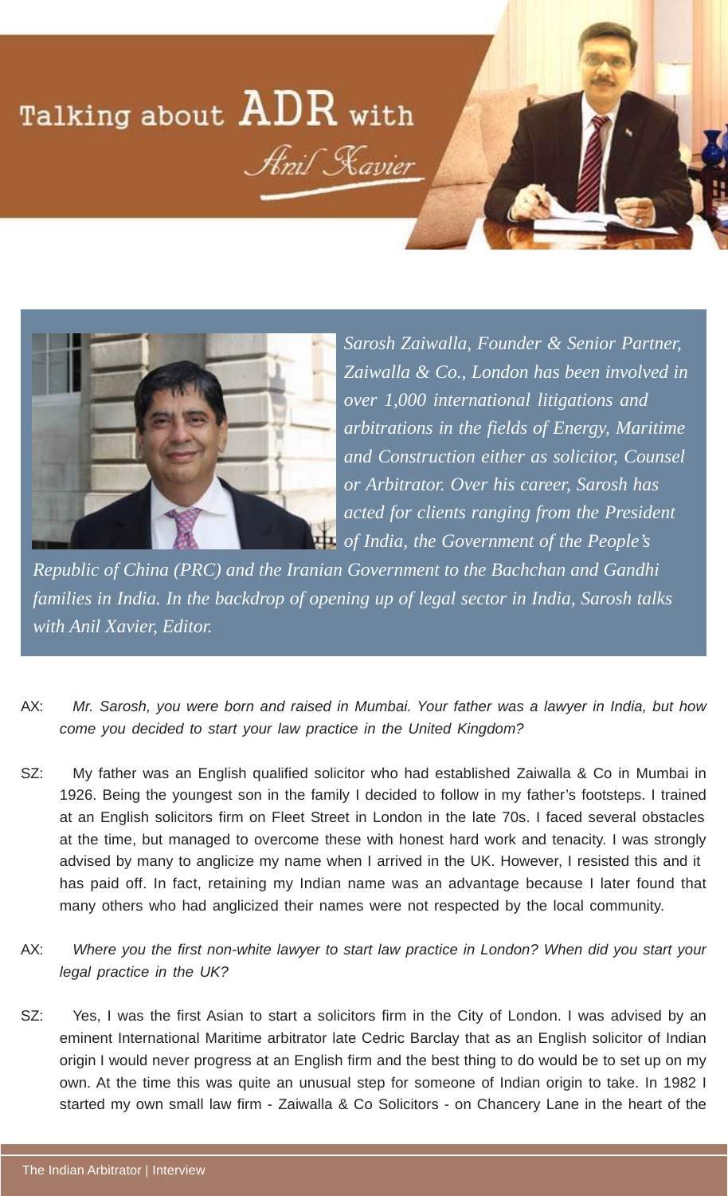# Talking about ADR with Anil Xavier

*Sarosh Zaiwalla, Founder & Senior Partner, Zaiwalla & Co., London has been involved in over 1,000 international litigations and arbitrations in the fields of Energy, Maritime and Construction either as solicitor, Counsel or Arbitrator. Over his career, Sarosh has acted for clients ranging from the President of India, the Government of the People's Republic of China (PRC) and the Iranian Government to the Bachchan and Gandhi families in India. In the backdrop of opening up of legal sector in India, Sarosh talks with Anil Xavier, Editor.*

AX: *Mr. Sarosh, you were born and raised in Mumbai. Your father was a lawyer in India, but how come you decided to start your law practice in the United Kingdom?*

SZ: My father was an English qualified solicitor who had established Zaiwalla & Co in Mumbai in 1926. Being the youngest son in the family I decided to follow in my father's footsteps. I trained at an English solicitors firm on Fleet Street in London in the late 70s. I faced several obstacles at the time, but managed to overcome these with honest hard work and tenacity. I was strongly advised by many to anglicize my name when I arrived in the UK. However, I resisted this and it has paid off. In fact, retaining my Indian name was an advantage because I later found that many others who had anglicized their names were not respected by the local community.

AX: *Where you the first non-white lawyer to start law practice in London? When did you start your legal practice in the UK?*

SZ: Yes, I was the first Asian to start a solicitors firm in the City of London. I was advised by an eminent International Maritime arbitrator late Cedric Barclay that as an English solicitor of Indian origin I would never progress at an English firm and the best thing to do would be to set up on my own. At the time this was quite an unusual step for someone of Indian origin to take. In 1982 I started my own small law firm - Zaiwalla & Co Solicitors - on Chancery Lane in the heart of the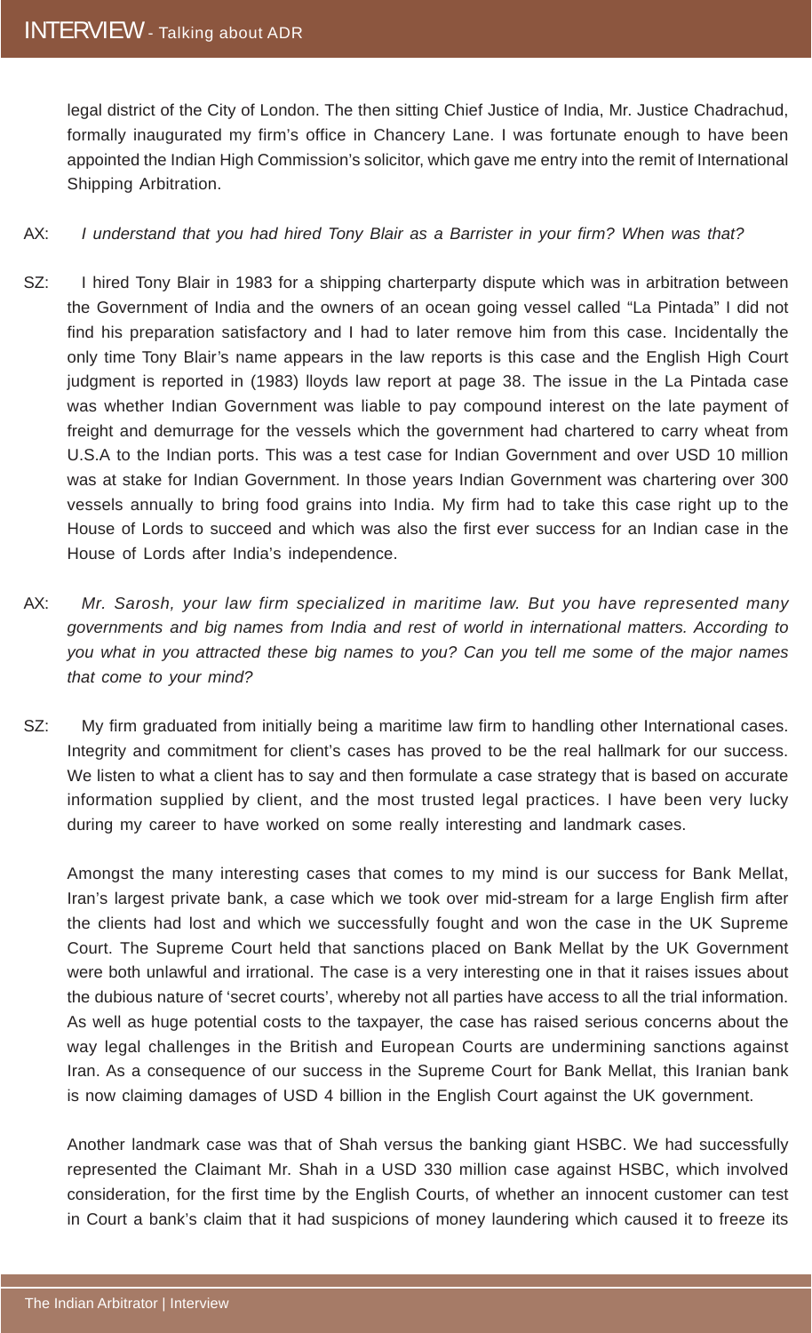legal district of the City of London. The then sitting Chief Justice of India, Mr. Justice Chadrachud, formally inaugurated my firm's office in Chancery Lane. I was fortunate enough to have been appointed the Indian High Commission's solicitor, which gave me entry into the remit of International Shipping Arbitration.

AX: *I understand that you had hired Tony Blair as a Barrister in your firm? When was that?*

SZ: I hired Tony Blair in 1983 for a shipping charterparty dispute which was in arbitration between the Government of India and the owners of an ocean going vessel called "La Pintada" I did not find his preparation satisfactory and I had to later remove him from this case. Incidentally the only time Tony Blair's name appears in the law reports is this case and the English High Court judgment is reported in (1983) lloyds law report at page 38. The issue in the La Pintada case was whether Indian Government was liable to pay compound interest on the late payment of freight and demurrage for the vessels which the government had chartered to carry wheat from U.S.A to the Indian ports. This was a test case for Indian Government and over USD 10 million was at stake for Indian Government. In those years Indian Government was chartering over 300 vessels annually to bring food grains into India. My firm had to take this case right up to the House of Lords to succeed and which was also the first ever success for an Indian case in the House of Lords after India's independence.

AX: *Mr. Sarosh, your law firm specialized in maritime law. But you have represented many governments and big names from India and rest of world in international matters. According to you what in you attracted these big names to you? Can you tell me some of the major names that come to your mind?*

SZ: My firm graduated from initially being a maritime law firm to handling other International cases. Integrity and commitment for client's cases has proved to be the real hallmark for our success. We listen to what a client has to say and then formulate a case strategy that is based on accurate information supplied by client, and the most trusted legal practices. I have been very lucky during my career to have worked on some really interesting and landmark cases.

Amongst the many interesting cases that comes to my mind is our success for Bank Mellat, Iran's largest private bank, a case which we took over mid-stream for a large English firm after the clients had lost and which we successfully fought and won the case in the UK Supreme Court. The Supreme Court held that sanctions placed on Bank Mellat by the UK Government were both unlawful and irrational. The case is a very interesting one in that it raises issues about the dubious nature of 'secret courts', whereby not all parties have access to all the trial information. As well as huge potential costs to the taxpayer, the case has raised serious concerns about the way legal challenges in the British and European Courts are undermining sanctions against Iran. As a consequence of our success in the Supreme Court for Bank Mellat, this Iranian bank is now claiming damages of USD 4 billion in the English Court against the UK government.

Another landmark case was that of Shah versus the banking giant HSBC. We had successfully represented the Claimant Mr. Shah in a USD 330 million case against HSBC, which involved consideration, for the first time by the English Courts, of whether an innocent customer can test in Court a bank's claim that it had suspicions of money laundering which caused it to freeze its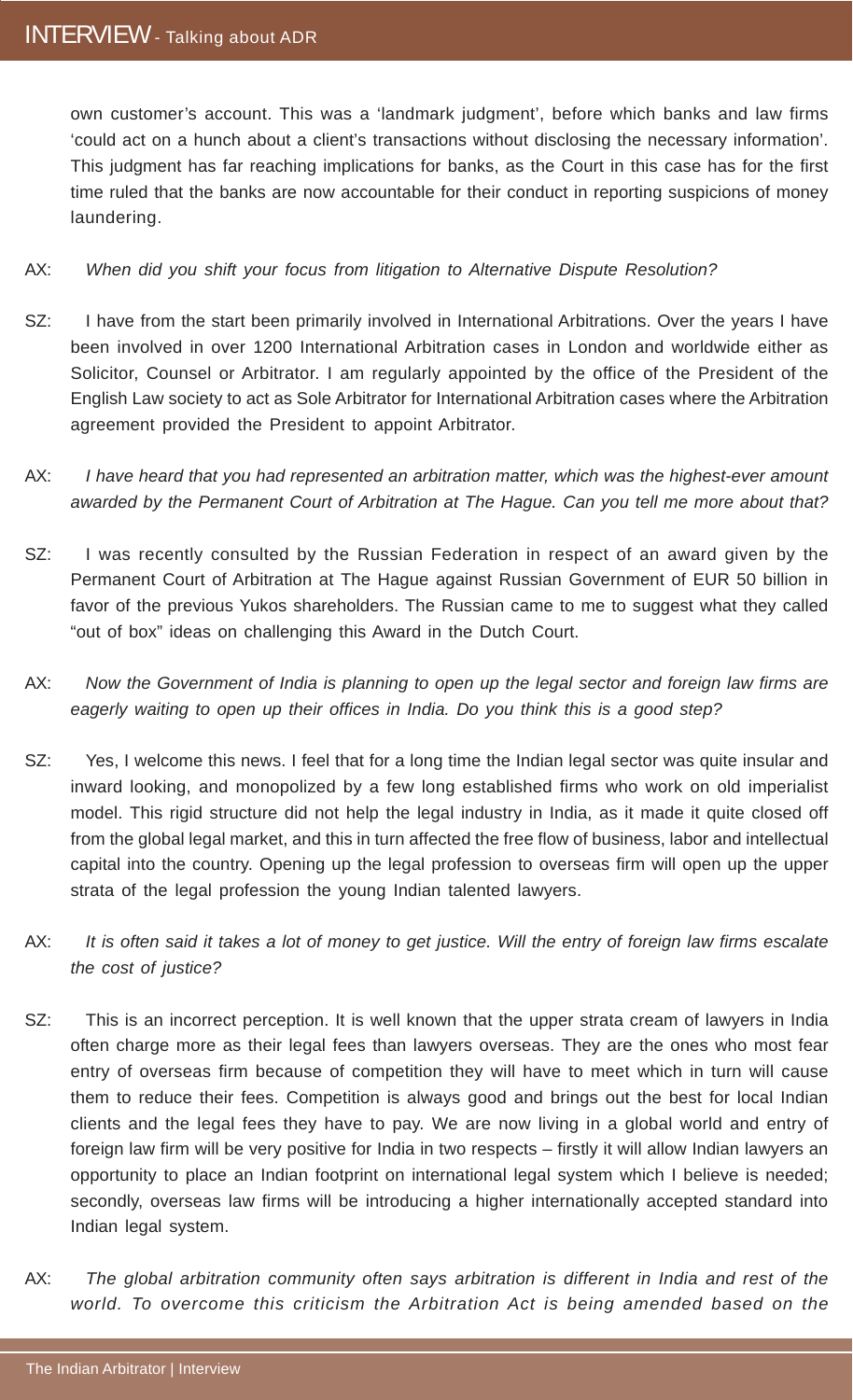own customer's account. This was a 'landmark judgment', before which banks and law firms 'could act on a hunch about a client's transactions without disclosing the necessary information'. This judgment has far reaching implications for banks, as the Court in this case has for the first time ruled that the banks are now accountable for their conduct in reporting suspicions of money laundering.

AX: *When did you shift your focus from litigation to Alternative Dispute Resolution?*

SZ: I have from the start been primarily involved in International Arbitrations. Over the years I have been involved in over 1200 International Arbitration cases in London and worldwide either as Solicitor, Counsel or Arbitrator. I am regularly appointed by the office of the President of the English Law society to act as Sole Arbitrator for International Arbitration cases where the Arbitration agreement provided the President to appoint Arbitrator.

AX: *I have heard that you had represented an arbitration matter, which was the highest-ever amount awarded by the Permanent Court of Arbitration at The Hague. Can you tell me more about that?*

SZ: I was recently consulted by the Russian Federation in respect of an award given by the Permanent Court of Arbitration at The Hague against Russian Government of EUR 50 billion in favor of the previous Yukos shareholders. The Russian came to me to suggest what they called "out of box" ideas on challenging this Award in the Dutch Court.

AX: *Now the Government of India is planning to open up the legal sector and foreign law firms are eagerly waiting to open up their offices in India. Do you think this is a good step?*

SZ: Yes, I welcome this news. I feel that for a long time the Indian legal sector was quite insular and inward looking, and monopolized by a few long established firms who work on old imperialist model. This rigid structure did not help the legal industry in India, as it made it quite closed off from the global legal market, and this in turn affected the free flow of business, labor and intellectual capital into the country. Opening up the legal profession to overseas firm will open up the upper strata of the legal profession the young Indian talented lawyers.

AX: *It is often said it takes a lot of money to get justice. Will the entry of foreign law firms escalate the cost of justice?*

SZ: This is an incorrect perception. It is well known that the upper strata cream of lawyers in India often charge more as their legal fees than lawyers overseas. They are the ones who most fear entry of overseas firm because of competition they will have to meet which in turn will cause them to reduce their fees. Competition is always good and brings out the best for local Indian clients and the legal fees they have to pay. We are now living in a global world and entry of foreign law firm will be very positive for India in two respects – firstly it will allow Indian lawyers an opportunity to place an Indian footprint on international legal system which I believe is needed; secondly, overseas law firms will be introducing a higher internationally accepted standard into Indian legal system.

AX: *The global arbitration community often says arbitration is different in India and rest of the world. To overcome this criticism the Arbitration Act is being amended based on the*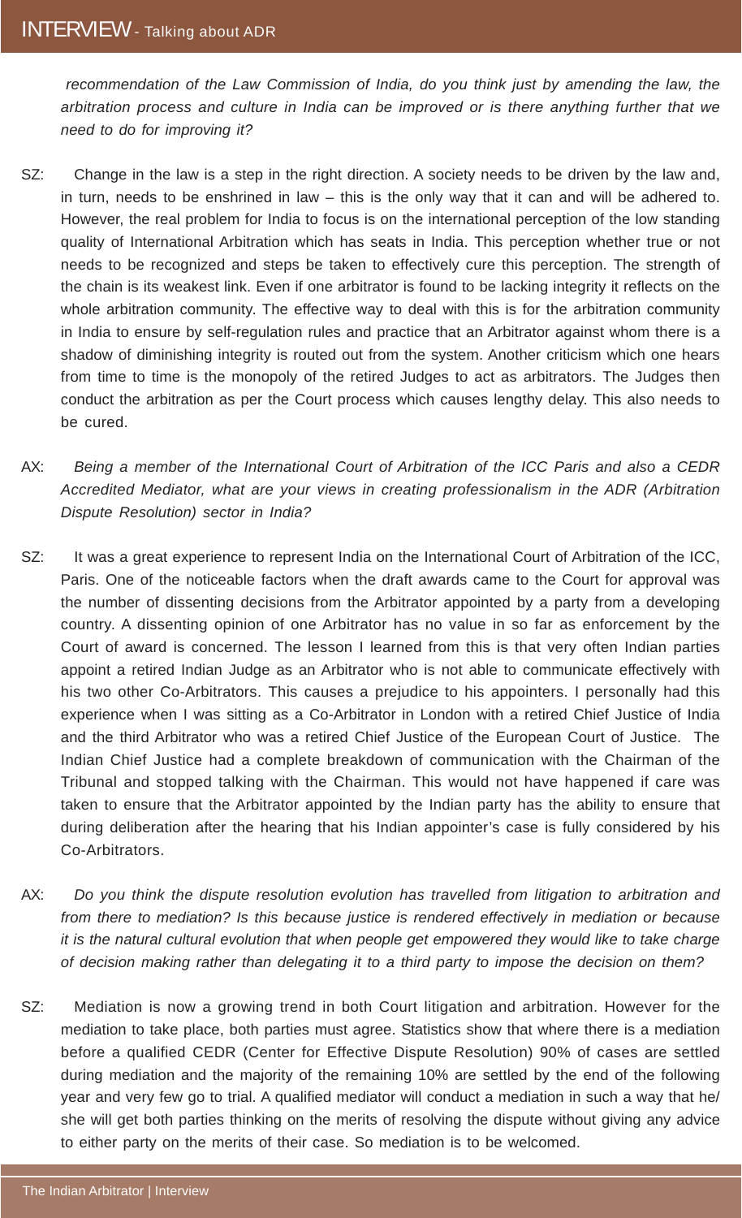*recommendation of the Law Commission of India, do you think just by amending the law, the arbitration process and culture in India can be improved or is there anything further that we need to do for improving it?*

SZ: Change in the law is a step in the right direction. A society needs to be driven by the law and, in turn, needs to be enshrined in law – this is the only way that it can and will be adhered to. However, the real problem for India to focus is on the international perception of the low standing quality of International Arbitration which has seats in India. This perception whether true or not needs to be recognized and steps be taken to effectively cure this perception. The strength of the chain is its weakest link. Even if one arbitrator is found to be lacking integrity it reflects on the whole arbitration community. The effective way to deal with this is for the arbitration community in India to ensure by self-regulation rules and practice that an Arbitrator against whom there is a shadow of diminishing integrity is routed out from the system. Another criticism which one hears from time to time is the monopoly of the retired Judges to act as arbitrators. The Judges then conduct the arbitration as per the Court process which causes lengthy delay. This also needs to be cured.

AX: *Being a member of the International Court of Arbitration of the ICC Paris and also a CEDR Accredited Mediator, what are your views in creating professionalism in the ADR (Arbitration Dispute Resolution) sector in India?*

SZ: It was a great experience to represent India on the International Court of Arbitration of the ICC, Paris. One of the noticeable factors when the draft awards came to the Court for approval was the number of dissenting decisions from the Arbitrator appointed by a party from a developing country. A dissenting opinion of one Arbitrator has no value in so far as enforcement by the Court of award is concerned. The lesson I learned from this is that very often Indian parties appoint a retired Indian Judge as an Arbitrator who is not able to communicate effectively with his two other Co-Arbitrators. This causes a prejudice to his appointers. I personally had this experience when I was sitting as a Co-Arbitrator in London with a retired Chief Justice of India and the third Arbitrator who was a retired Chief Justice of the European Court of Justice. The Indian Chief Justice had a complete breakdown of communication with the Chairman of the Tribunal and stopped talking with the Chairman. This would not have happened if care was taken to ensure that the Arbitrator appointed by the Indian party has the ability to ensure that during deliberation after the hearing that his Indian appointer's case is fully considered by his Co-Arbitrators.

AX: *Do you think the dispute resolution evolution has travelled from litigation to arbitration and from there to mediation? Is this because justice is rendered effectively in mediation or because it is the natural cultural evolution that when people get empowered they would like to take charge of decision making rather than delegating it to a third party to impose the decision on them?*

SZ: Mediation is now a growing trend in both Court litigation and arbitration. However for the mediation to take place, both parties must agree. Statistics show that where there is a mediation before a qualified CEDR (Center for Effective Dispute Resolution) 90% of cases are settled during mediation and the majority of the remaining 10% are settled by the end of the following year and very few go to trial. A qualified mediator will conduct a mediation in such a way that he/she will get both parties thinking on the merits of resolving the dispute without giving any advice to either party on the merits of their case. So mediation is to be welcomed.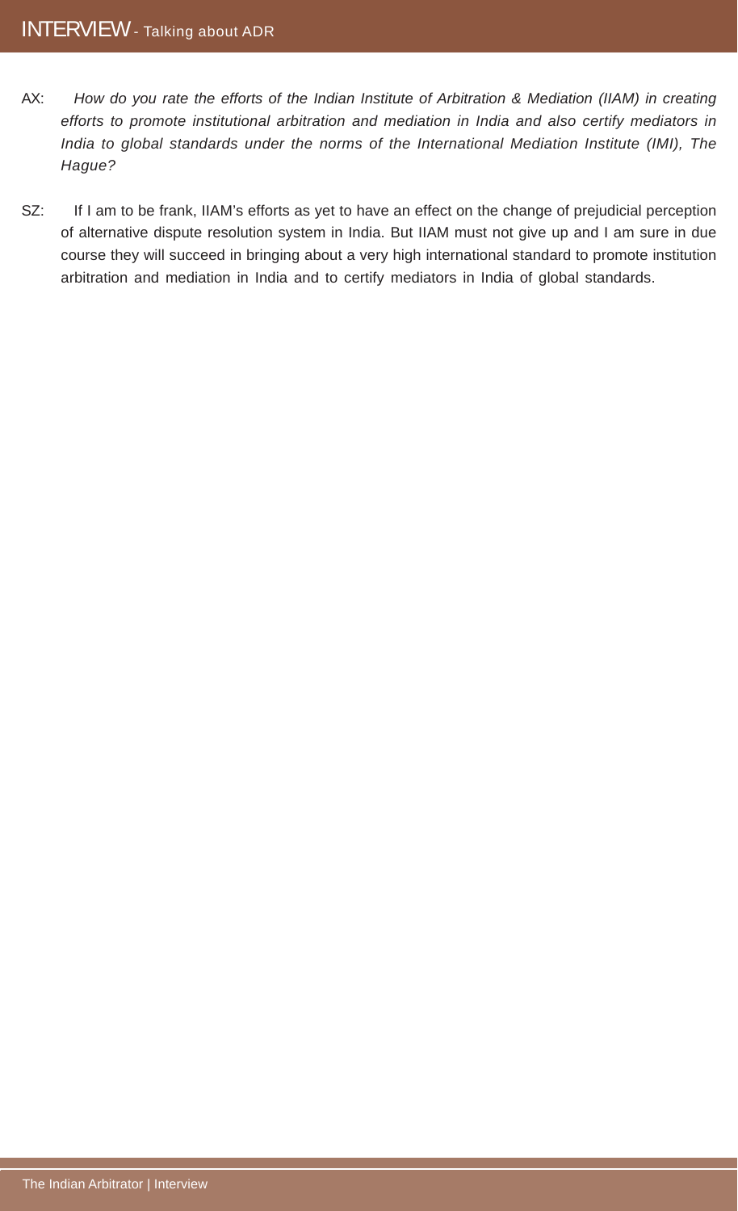AX: *How do you rate the efforts of the Indian Institute of Arbitration & Mediation (IIAM) in creating efforts to promote institutional arbitration and mediation in India and also certify mediators in India to global standards under the norms of the International Mediation Institute (IMI), The Hague?*

SZ: If I am to be frank, IIAM's efforts as yet to have an effect on the change of prejudicial perception of alternative dispute resolution system in India. But IIAM must not give up and I am sure in due course they will succeed in bringing about a very high international standard to promote institution arbitration and mediation in India and to certify mediators in India of global standards.